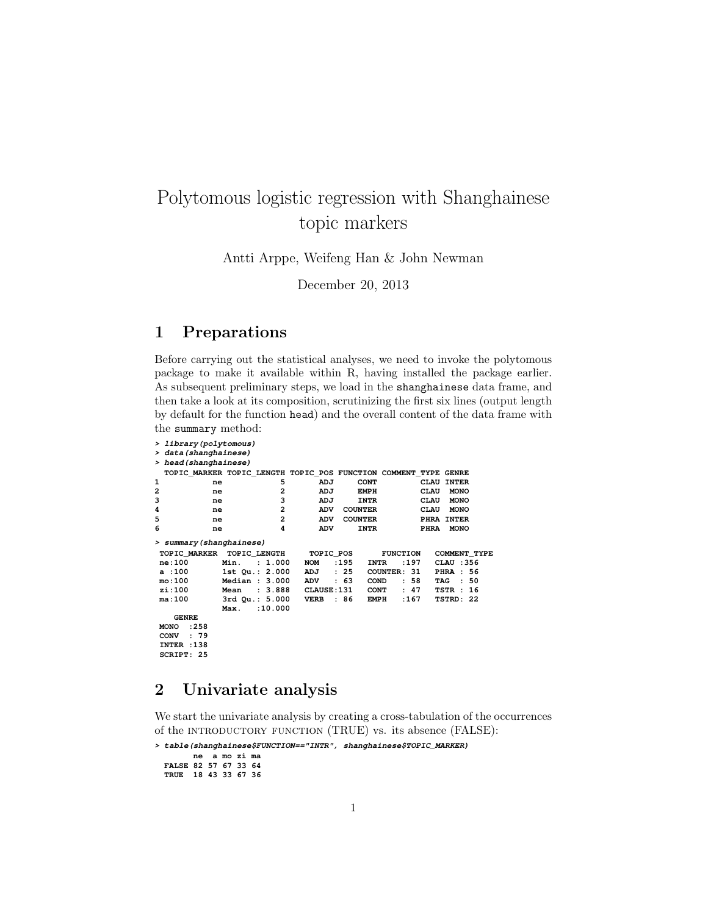# Polytomous logistic regression with Shanghainese topic markers

Antti Arppe, Weifeng Han & John Newman

December 20, 2013

## 1 Preparations

Before carrying out the statistical analyses, we need to invoke the polytomous package to make it available within R, having installed the package earlier. As subsequent preliminary steps, we load in the `shanghainese` data frame, and then take a look at its composition, scrutinizing the first six lines (output length by default for the function `head`) and the overall content of the data frame with the `summary` method:

```
> library(polytomous)
> data(shanghainese)
> head(shanghainese)
  TOPIC_MARKER TOPIC_LENGTH TOPIC_POS FUNCTION COMMENT_TYPE GENRE
1           ne            5       ADJ     CONT         CLAU INTER
2           ne            2       ADJ     EMPH         CLAU  MONO
3           ne            3       ADJ     INTR         CLAU  MONO
4           ne            2       ADV  COUNTER         CLAU  MONO
5           ne            2       ADV  COUNTER         PHRA INTER
6           ne            4       ADV     INTR         PHRA  MONO
> summary(shanghainese)
 TOPIC_MARKER  TOPIC_LENGTH     TOPIC_POS      FUNCTION    COMMENT_TYPE
 ne:100       Min.   : 1.000   NOM   :195   INTR   :197   CLAU :356
 a :100       1st Qu.: 2.000   ADJ   : 25   COUNTER: 31   PHRA : 56
 mo:100       Median : 3.000   ADV   : 63   COND   : 58   TAG  : 50
 zi:100       Mean   : 3.888   CLAUSE:131   CONT   : 47   TSTR : 16
 ma:100       3rd Qu.: 5.000   VERB  : 86   EMPH   :167   TSTRD: 22
              Max.   :10.000
    GENRE
 MONO  :258
 CONV  : 79
 INTER :138
 SCRIPT: 25
```

## 2 Univariate analysis

We start the univariate analysis by creating a cross-tabulation of the occurrences of the INTRODUCTORY FUNCTION (TRUE) vs. its absence (FALSE):

```
> table(shanghainese$FUNCTION=="INTR", shanghainese$TOPIC_MARKER)
        ne  a mo zi ma
  FALSE 82 57 67 33 64
  TRUE  18 43 33 67 36
```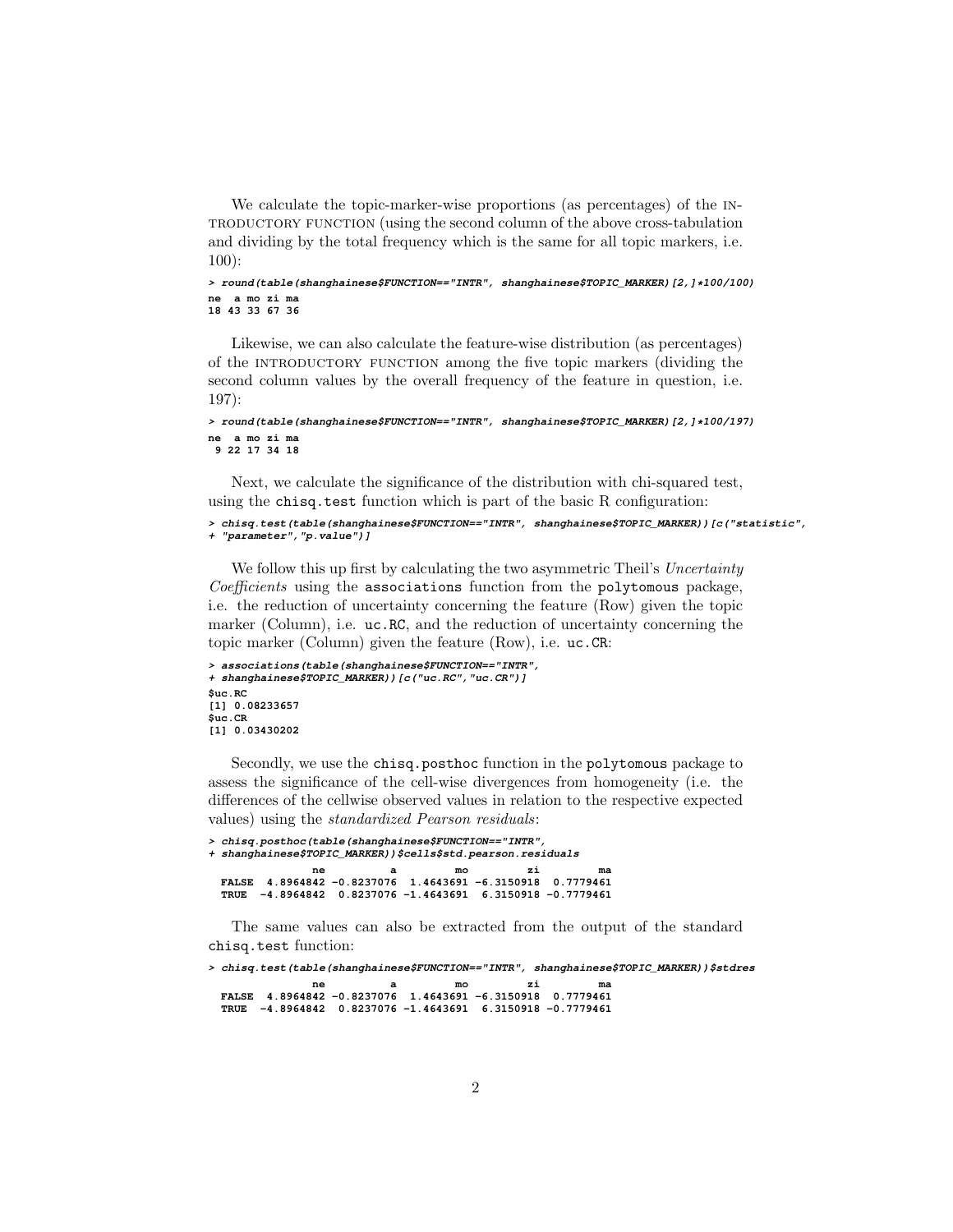We calculate the topic-marker-wise proportions (as percentages) of the INTRODUCTORY FUNCTION (using the second column of the above cross-tabulation and dividing by the total frequency which is the same for all topic markers, i.e. 100):

```
> round(table(shanghainese$FUNCTION=="INTR", shanghainese$TOPIC_MARKER)[2,]*100/100)
ne  a mo zi ma
18 43 33 67 36
```

Likewise, we can also calculate the feature-wise distribution (as percentages) of the INTRODUCTORY FUNCTION among the five topic markers (dividing the second column values by the overall frequency of the feature in question, i.e. 197):

```
> round(table(shanghainese$FUNCTION=="INTR", shanghainese$TOPIC_MARKER)[2,]*100/197)
ne  a mo zi ma
 9 22 17 34 18
```

Next, we calculate the significance of the distribution with chi-squared test, using the `chisq.test` function which is part of the basic R configuration:

```
> chisq.test(table(shanghainese$FUNCTION=="INTR", shanghainese$TOPIC_MARKER))[c("statistic",
+ "parameter","p.value")]
```

We follow this up first by calculating the two asymmetric Theil's *Uncertainty Coefficients* using the `associations` function from the `polytomous` package, i.e. the reduction of uncertainty concerning the feature (Row) given the topic marker (Column), i.e. `uc.RC`, and the reduction of uncertainty concerning the topic marker (Column) given the feature (Row), i.e. `uc.CR`:

```
> associations(table(shanghainese$FUNCTION=="INTR",
+ shanghainese$TOPIC_MARKER))[c("uc.RC","uc.CR")]
$uc.RC
[1] 0.08233657
$uc.CR
[1] 0.03430202
```

Secondly, we use the `chisq.posthoc` function in the `polytomous` package to assess the significance of the cell-wise divergences from homogeneity (i.e. the differences of the cellwise observed values in relation to the respective expected values) using the *standardized Pearson residuals*:

```
> chisq.posthoc(table(shanghainese$FUNCTION=="INTR",
+ shanghainese$TOPIC_MARKER))$cells$std.pearson.residuals
              ne          a         mo         zi         ma
  FALSE  4.8964842 -0.8237076  1.4643691 -6.3150918  0.7779461
  TRUE  -4.8964842  0.8237076 -1.4643691  6.3150918 -0.7779461
```

The same values can also be extracted from the output of the standard `chisq.test` function:

```
> chisq.test(table(shanghainese$FUNCTION=="INTR", shanghainese$TOPIC_MARKER))$stdres
              ne          a         mo         zi         ma
  FALSE  4.8964842 -0.8237076  1.4643691 -6.3150918  0.7779461
  TRUE  -4.8964842  0.8237076 -1.4643691  6.3150918 -0.7779461
```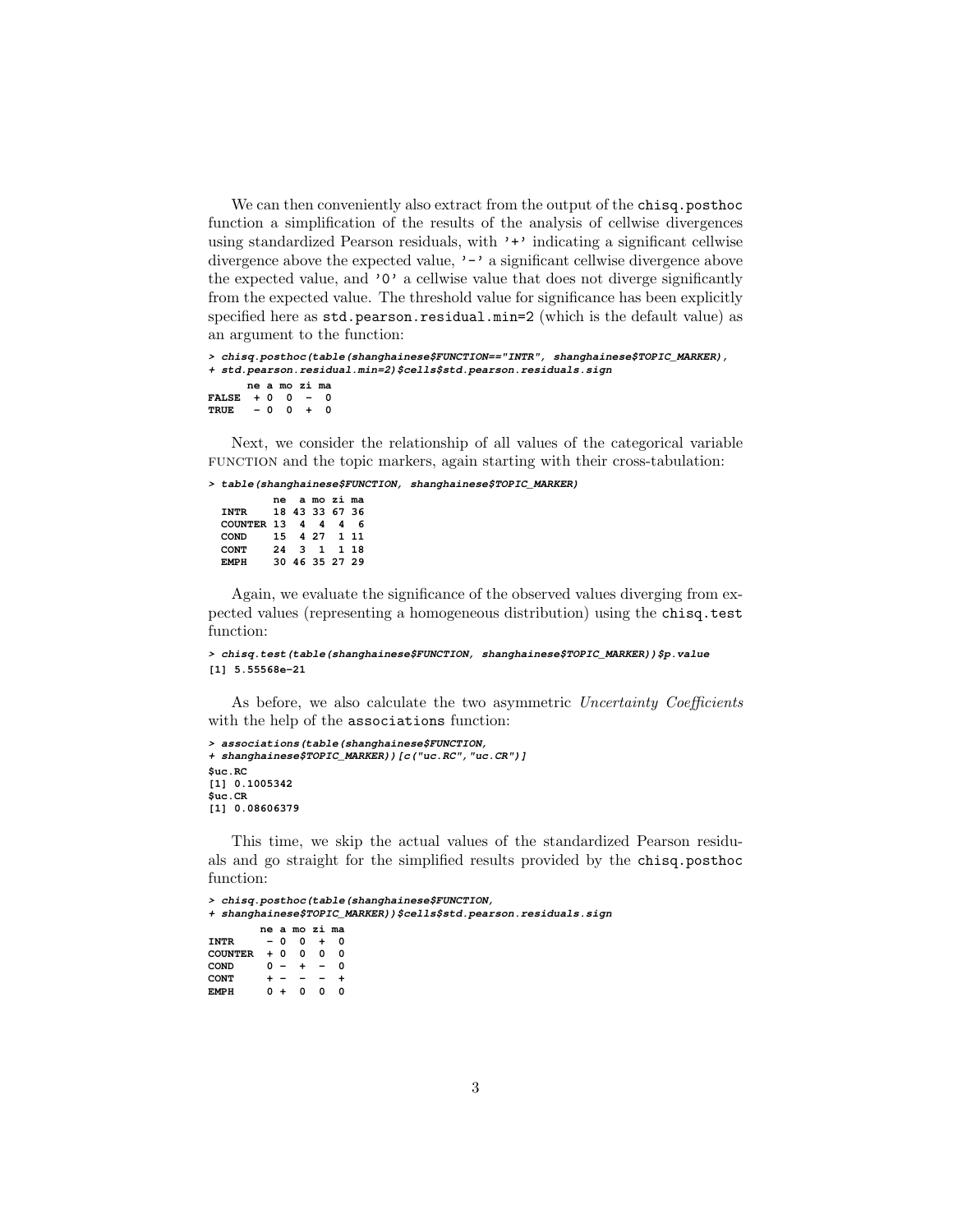We can then conveniently also extract from the output of the `chisq.posthoc` function a simplification of the results of the analysis of cellwise divergences using standardized Pearson residuals, with '+' indicating a significant cellwise divergence above the expected value, '-' a significant cellwise divergence above the expected value, and '0' a cellwise value that does not diverge significantly from the expected value. The threshold value for significance has been explicitly specified here as `std.pearson.residual.min=2` (which is the default value) as an argument to the function:

```
> chisq.posthoc(table(shanghainese$FUNCTION=="INTR", shanghainese$TOPIC_MARKER),
+ std.pearson.residual.min=2)$cells$std.pearson.residuals.sign
      ne a mo zi ma
FALSE  + 0  0  -  0
TRUE   - 0  0  +  0
```

Next, we consider the relationship of all values of the categorical variable FUNCTION and the topic markers, again starting with their cross-tabulation:

```
> table(shanghainese$FUNCTION, shanghainese$TOPIC_MARKER)
          ne  a mo zi ma
  INTR    18 43 33 67 36
  COUNTER 13  4  4  4  6
  COND    15  4 27  1 11
  CONT    24  3  1  1 18
  EMPH    30 46 35 27 29
```

Again, we evaluate the significance of the observed values diverging from expected values (representing a homogeneous distribution) using the `chisq.test` function:

```
> chisq.test(table(shanghainese$FUNCTION, shanghainese$TOPIC_MARKER))$p.value
[1] 5.55568e-21
```

As before, we also calculate the two asymmetric *Uncertainty Coefficients* with the help of the `associations` function:

```
> associations(table(shanghainese$FUNCTION,
+ shanghainese$TOPIC_MARKER))[c("uc.RC","uc.CR")]
$uc.RC
[1] 0.1005342
$uc.CR
[1] 0.08606379
```

This time, we skip the actual values of the standardized Pearson residuals and go straight for the simplified results provided by the `chisq.posthoc` function:

```
> chisq.posthoc(table(shanghainese$FUNCTION,
+ shanghainese$TOPIC_MARKER))$cells$std.pearson.residuals.sign
        ne a mo zi ma
INTR     - 0  0  +  0
COUNTER  + 0  0  0  0
COND     0 -  +  -  0
CONT     + -  -  -  +
EMPH     0 +  0  0  0
```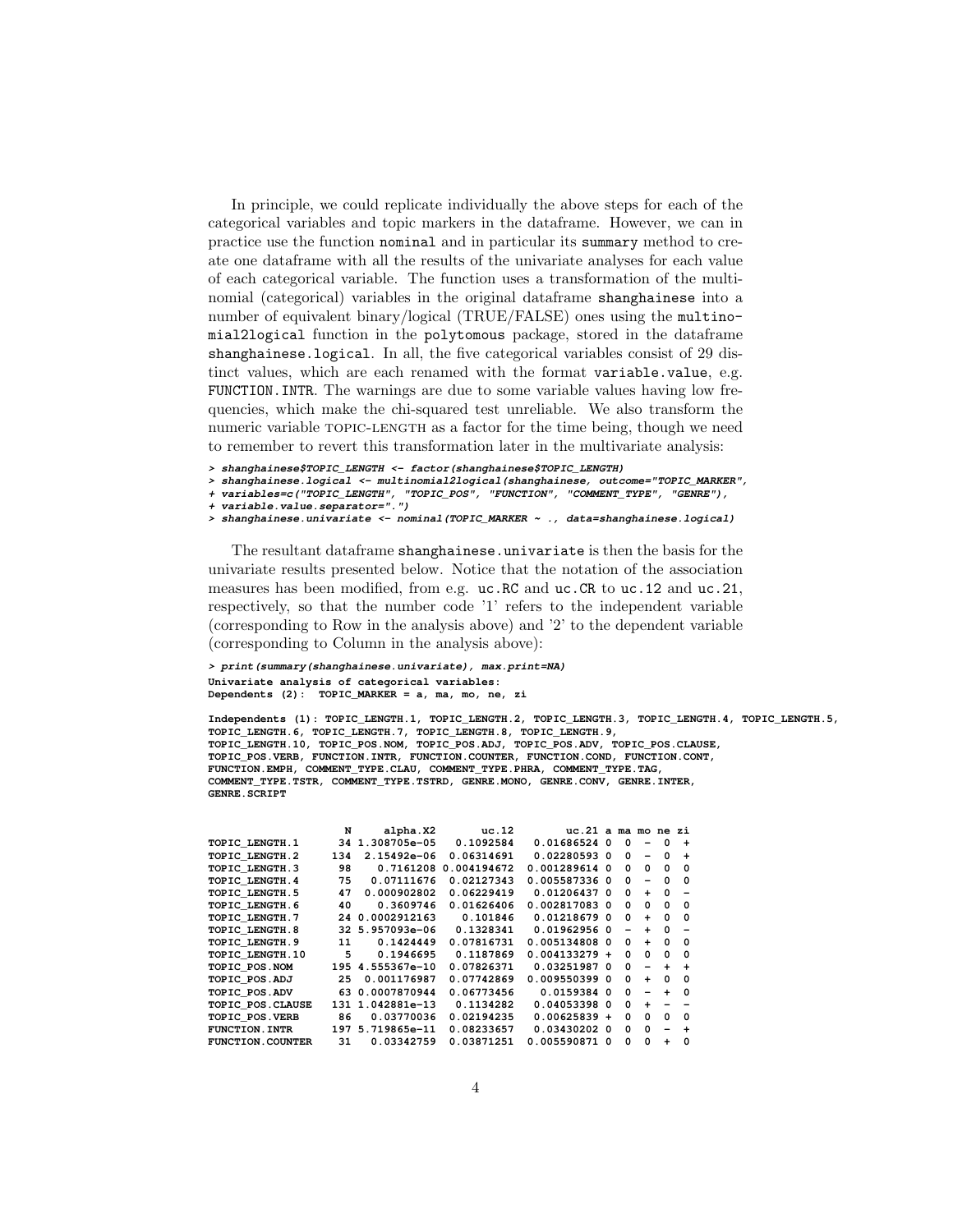In principle, we could replicate individually the above steps for each of the categorical variables and topic markers in the dataframe. However, we can in practice use the function `nominal` and in particular its `summary` method to create one dataframe with all the results of the univariate analyses for each value of each categorical variable. The function uses a transformation of the multinomial (categorical) variables in the original dataframe `shanghainese` into a number of equivalent binary/logical (TRUE/FALSE) ones using the `multinomial2logical` function in the `polytomous` package, stored in the dataframe `shanghainese.logical`. In all, the five categorical variables consist of 29 distinct values, which are each renamed with the format `variable.value`, e.g. `FUNCTION.INTR`. The warnings are due to some variable values having low frequencies, which make the chi-squared test unreliable. We also transform the numeric variable TOPIC-LENGTH as a factor for the time being, though we need to remember to revert this transformation later in the multivariate analysis:

```
> shanghainese$TOPIC_LENGTH <- factor(shanghainese$TOPIC_LENGTH)
> shanghainese.logical <- multinomial2logical(shanghainese, outcome="TOPIC_MARKER",
+ variables=c("TOPIC_LENGTH", "TOPIC_POS", "FUNCTION", "COMMENT_TYPE", "GENRE"),
+ variable.value.separator=".")
> shanghainese.univariate <- nominal(TOPIC_MARKER ~ ., data=shanghainese.logical)
```

The resultant dataframe `shanghainese.univariate` is then the basis for the univariate results presented below. Notice that the notation of the association measures has been modified, from e.g. `uc.RC` and `uc.CR` to `uc.12` and `uc.21`, respectively, so that the number code '1' refers to the independent variable (corresponding to Row in the analysis above) and '2' to the dependent variable (corresponding to Column in the analysis above):

```
> print(summary(shanghainese.univariate), max.print=NA)
Univariate analysis of categorical variables:
Dependents (2):  TOPIC_MARKER = a, ma, mo, ne, zi

Independents (1): TOPIC_LENGTH.1, TOPIC_LENGTH.2, TOPIC_LENGTH.3, TOPIC_LENGTH.4, TOPIC_LENGTH.5,
TOPIC_LENGTH.6, TOPIC_LENGTH.7, TOPIC_LENGTH.8, TOPIC_LENGTH.9,
TOPIC_LENGTH.10, TOPIC_POS.NOM, TOPIC_POS.ADJ, TOPIC_POS.ADV, TOPIC_POS.CLAUSE,
TOPIC_POS.VERB, FUNCTION.INTR, FUNCTION.COUNTER, FUNCTION.COND, FUNCTION.CONT,
FUNCTION.EMPH, COMMENT_TYPE.CLAU, COMMENT_TYPE.PHRA, COMMENT_TYPE.TAG,
COMMENT_TYPE.TSTR, COMMENT_TYPE.TSTRD, GENRE.MONO, GENRE.CONV, GENRE.INTER,
GENRE.SCRIPT


                   N      alpha.X2        uc.12         uc.21 a ma mo ne zi
TOPIC_LENGTH.1    34 1.308705e-05    0.1092584    0.01686524 0  0  -  0  +
TOPIC_LENGTH.2   134  2.15492e-06   0.06314691    0.02280593 0  0  -  0  +
TOPIC_LENGTH.3    98    0.7161208 0.004194672  0.001289614 0  0  0  0  0
TOPIC_LENGTH.4    75   0.07111676   0.02127343  0.005587336 0  0  -  0  0
TOPIC_LENGTH.5    47  0.000902802   0.06229419   0.01206437 0  0  +  0  -
TOPIC_LENGTH.6    40    0.3609746   0.01626406  0.002817083 0  0  0  0  0
TOPIC_LENGTH.7    24 0.0002912163     0.101846   0.01218679 0  0  +  0  0
TOPIC_LENGTH.8    32 5.957093e-06    0.1328341   0.01962956 0  -  +  0  -
TOPIC_LENGTH.9    11    0.1424449   0.07816731  0.005134808 0  0  +  0  0
TOPIC_LENGTH.10    5    0.1946695    0.1187869  0.004133279 +  0  0  0  0
TOPIC_POS.NOM    195 4.555367e-10   0.07826371    0.03251987 0  0  -  +  +
TOPIC_POS.ADJ     25  0.001176987   0.07742869  0.009550399 0  0  +  0  0
TOPIC_POS.ADV     63 0.0007870944   0.06773456    0.0159384 0  0  -  +  0
TOPIC_POS.CLAUSE 131 1.042881e-13    0.1134282    0.04053398 0  0  +  -  -
TOPIC_POS.VERB    86   0.03770036   0.02194235   0.00625839 +  0  0  0  0
FUNCTION.INTR    197 5.719865e-11   0.08233657    0.03430202 0  0  0  -  +
FUNCTION.COUNTER  31   0.03342759   0.03871251  0.005590871 0  0  0  +  0
```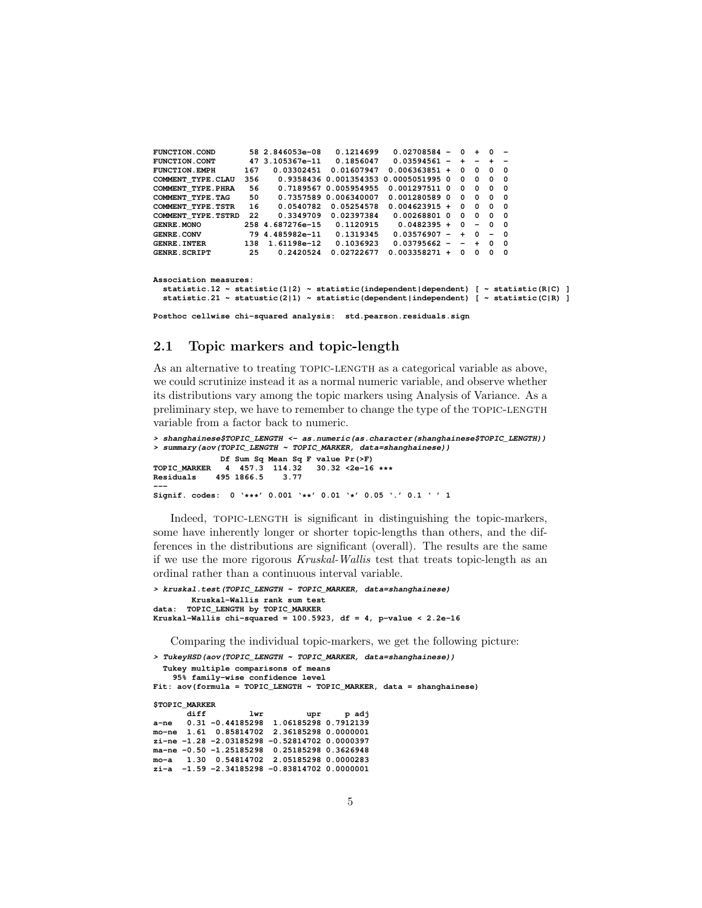```
FUNCTION.COND       58 2.846053e-08   0.1214699   0.02708584 -  0  +  0  -
FUNCTION.CONT       47 3.105367e-11   0.1856047   0.03594561 -  +  -  +  -
FUNCTION.EMPH      167   0.03302451  0.01607947  0.006363851 +  0  0  0  0
COMMENT_TYPE.CLAU  356    0.9358436 0.001354353 0.0005051995 0  0  0  0  0
COMMENT_TYPE.PHRA   56    0.7189567 0.005954955  0.001297511 0  0  0  0  0
COMMENT_TYPE.TAG    50    0.7357589 0.006340007  0.001280589 0  0  0  0  0
COMMENT_TYPE.TSTR   16    0.0540782  0.05254578  0.004623915 +  0  0  0  0
COMMENT_TYPE.TSTRD  22    0.3349709  0.02397384   0.00268801 0  0  0  0  0
GENRE.MONO         258 4.687276e-15   0.1120915    0.0482395 +  0  -  0  0
GENRE.CONV          79 4.485982e-11   0.1319345   0.03576907 -  +  0  -  0
GENRE.INTER        138  1.61198e-12   0.1036923   0.03795662 -  -  +  0  0
GENRE.SCRIPT        25    0.2420524  0.02722677  0.003358271 +  0  0  0  0


Association measures:
  statistic.12 ~ statistic(1|2) ~ statistic(independent|dependent) [ ~ statistic(R|C) ]
  statistic.21 ~ statustic(2|1) ~ statistic(dependent|independent) [ ~ statistic(C|R) ]

Posthoc cellwise chi-squared analysis:  std.pearson.residuals.sign
```

## 2.1 Topic markers and topic-length

As an alternative to treating TOPIC-LENGTH as a categorical variable as above, we could scrutinize instead it as a normal numeric variable, and observe whether its distributions vary among the topic markers using Analysis of Variance. As a preliminary step, we have to remember to change the type of the TOPIC-LENGTH variable from a factor back to numeric.

```
> shanghainese$TOPIC_LENGTH <- as.numeric(as.character(shanghainese$TOPIC_LENGTH))
> summary(aov(TOPIC_LENGTH ~ TOPIC_MARKER, data=shanghainese))
              Df Sum Sq Mean Sq F value Pr(>F)
TOPIC_MARKER   4  457.3  114.32   30.32 <2e-16 ***
Residuals    495 1866.5    3.77
---
Signif. codes:  0 '***' 0.001 '**' 0.01 '*' 0.05 '.' 0.1 ' ' 1
```

Indeed, TOPIC-LENGTH is significant in distinguishing the topic-markers, some have inherently longer or shorter topic-lengths than others, and the differences in the distributions are significant (overall). The results are the same if we use the more rigorous *Kruskal-Wallis* test that treats topic-length as an ordinal rather than a continuous interval variable.

```
> kruskal.test(TOPIC_LENGTH ~ TOPIC_MARKER, data=shanghainese)
        Kruskal-Wallis rank sum test
data:  TOPIC_LENGTH by TOPIC_MARKER
Kruskal-Wallis chi-squared = 100.5923, df = 4, p-value < 2.2e-16
```

Comparing the individual topic-markers, we get the following picture:

```
> TukeyHSD(aov(TOPIC_LENGTH ~ TOPIC_MARKER, data=shanghainese))
  Tukey multiple comparisons of means
    95% family-wise confidence level
Fit: aov(formula = TOPIC_LENGTH ~ TOPIC_MARKER, data = shanghainese)

$TOPIC_MARKER
       diff         lwr         upr     p adj
a-ne   0.31 -0.44185298  1.06185298 0.7912139
mo-ne  1.61  0.85814702  2.36185298 0.0000001
zi-ne -1.28 -2.03185298 -0.52814702 0.0000397
ma-ne -0.50 -1.25185298  0.25185298 0.3626948
mo-a   1.30  0.54814702  2.05185298 0.0000283
zi-a  -1.59 -2.34185298 -0.83814702 0.0000001
```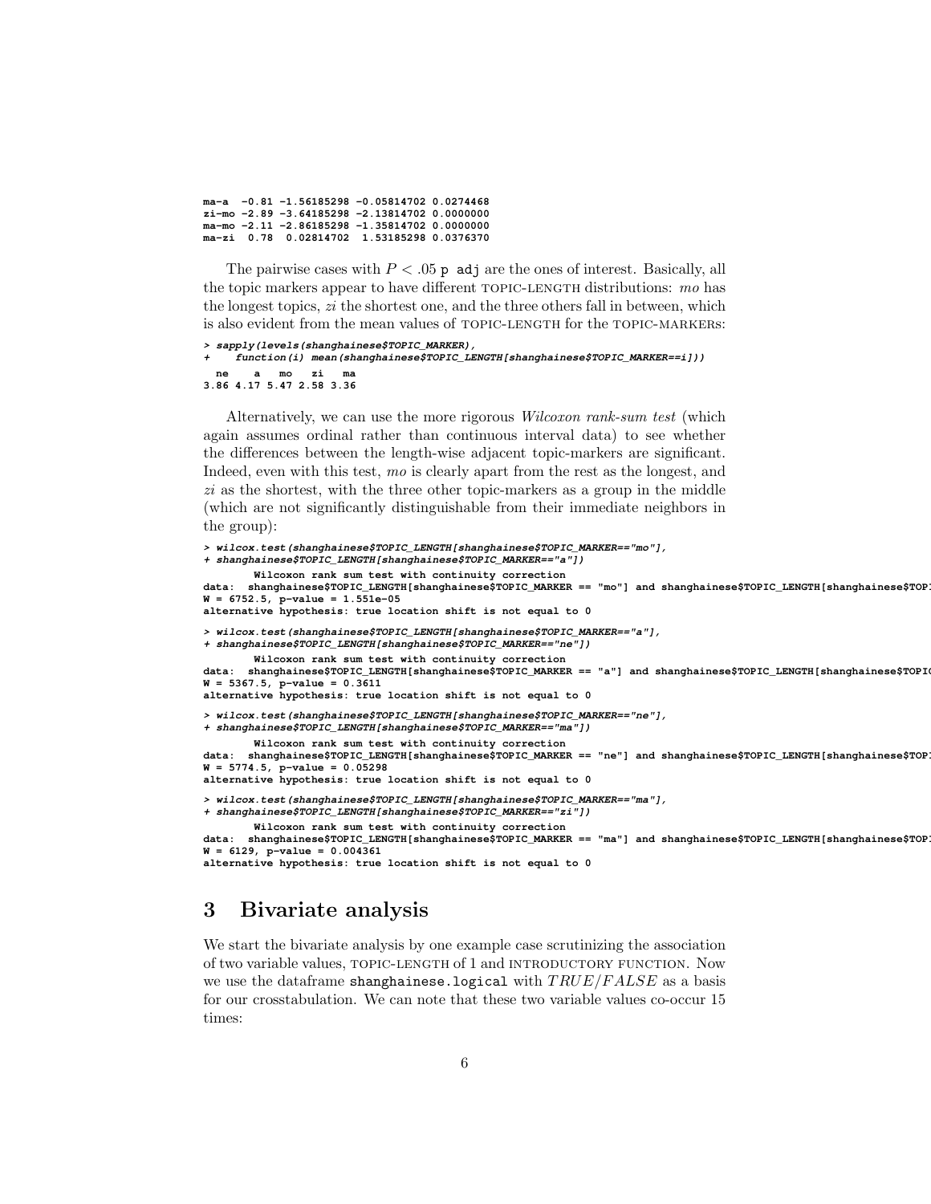```
ma-a  -0.81 -1.56185298 -0.05814702 0.0274468
zi-mo -2.89 -3.64185298 -2.13814702 0.0000000
ma-mo -2.11 -2.86185298 -1.35814702 0.0000000
ma-zi  0.78  0.02814702  1.53185298 0.0376370
```

The pairwise cases with $P < .05$ `p adj` are the ones of interest. Basically, all the topic markers appear to have different TOPIC-LENGTH distributions: *mo* has the longest topics, *zi* the shortest one, and the three others fall in between, which is also evident from the mean values of TOPIC-LENGTH for the TOPIC-MARKERs:

```
> sapply(levels(shanghainese$TOPIC_MARKER),
+    function(i) mean(shanghainese$TOPIC_LENGTH[shanghainese$TOPIC_MARKER==i]))
  ne    a   mo   zi   ma
3.86 4.17 5.47 2.58 3.36
```

Alternatively, we can use the more rigorous *Wilcoxon rank-sum test* (which again assumes ordinal rather than continuous interval data) to see whether the differences between the length-wise adjacent topic-markers are significant. Indeed, even with this test, *mo* is clearly apart from the rest as the longest, and *zi* as the shortest, with the three other topic-markers as a group in the middle (which are not significantly distinguishable from their immediate neighbors in the group):

```
> wilcox.test(shanghainese$TOPIC_LENGTH[shanghainese$TOPIC_MARKER=="mo"],
+ shanghainese$TOPIC_LENGTH[shanghainese$TOPIC_MARKER=="a"])
        Wilcoxon rank sum test with continuity correction
data:  shanghainese$TOPIC_LENGTH[shanghainese$TOPIC_MARKER == "mo"] and shanghainese$TOPIC_LENGTH[shanghainese$TOPI
W = 6752.5, p-value = 1.551e-05
alternative hypothesis: true location shift is not equal to 0

> wilcox.test(shanghainese$TOPIC_LENGTH[shanghainese$TOPIC_MARKER=="a"],
+ shanghainese$TOPIC_LENGTH[shanghainese$TOPIC_MARKER=="ne"])
        Wilcoxon rank sum test with continuity correction
data:  shanghainese$TOPIC_LENGTH[shanghainese$TOPIC_MARKER == "a"] and shanghainese$TOPIC_LENGTH[shanghainese$TOPIC
W = 5367.5, p-value = 0.3611
alternative hypothesis: true location shift is not equal to 0

> wilcox.test(shanghainese$TOPIC_LENGTH[shanghainese$TOPIC_MARKER=="ne"],
+ shanghainese$TOPIC_LENGTH[shanghainese$TOPIC_MARKER=="ma"])
        Wilcoxon rank sum test with continuity correction
data:  shanghainese$TOPIC_LENGTH[shanghainese$TOPIC_MARKER == "ne"] and shanghainese$TOPIC_LENGTH[shanghainese$TOPI
W = 5774.5, p-value = 0.05298
alternative hypothesis: true location shift is not equal to 0

> wilcox.test(shanghainese$TOPIC_LENGTH[shanghainese$TOPIC_MARKER=="ma"],
+ shanghainese$TOPIC_LENGTH[shanghainese$TOPIC_MARKER=="zi"])
        Wilcoxon rank sum test with continuity correction
data:  shanghainese$TOPIC_LENGTH[shanghainese$TOPIC_MARKER == "ma"] and shanghainese$TOPIC_LENGTH[shanghainese$TOPI
W = 6129, p-value = 0.004361
alternative hypothesis: true location shift is not equal to 0
```

## 3 Bivariate analysis

We start the bivariate analysis by one example case scrutinizing the association of two variable values, TOPIC-LENGTH of 1 and INTRODUCTORY FUNCTION. Now we use the dataframe `shanghainese.logical` with $TRUE/FALSE$ as a basis for our crosstabulation. We can note that these two variable values co-occur 15 times: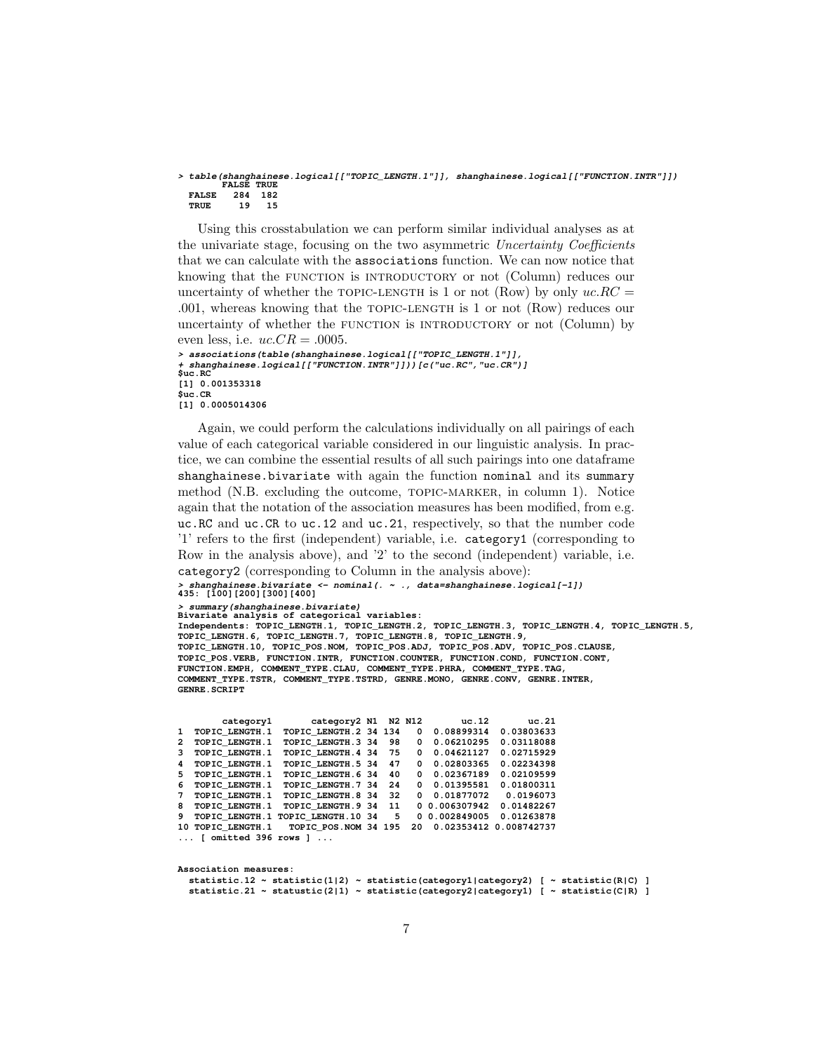```
> table(shanghainese.logical[["TOPIC_LENGTH.1"]], shanghainese.logical[["FUNCTION.INTR"]])
        FALSE TRUE
  FALSE   284  182
  TRUE     19   15
```

Using this crosstabulation we can perform similar individual analyses as at the univariate stage, focusing on the two asymmetric *Uncertainty Coefficients* that we can calculate with the `associations` function. We can now notice that knowing that the FUNCTION is INTRODUCTORY or not (Column) reduces our uncertainty of whether the TOPIC-LENGTH is 1 or not (Row) by only $uc.RC = .001$, whereas knowing that the TOPIC-LENGTH is 1 or not (Row) reduces our uncertainty of whether the FUNCTION is INTRODUCTORY or not (Column) by even less, i.e. $uc.CR = .0005$.

```
> associations(table(shanghainese.logical[["TOPIC_LENGTH.1"]],
+ shanghainese.logical[["FUNCTION.INTR"]]))[c("uc.RC","uc.CR")]
$uc.RC
[1] 0.001353318
$uc.CR
[1] 0.0005014306
```

Again, we could perform the calculations individually on all pairings of each value of each categorical variable considered in our linguistic analysis. In practice, we can combine the essential results of all such pairings into one dataframe `shanghainese.bivariate` with again the function `nominal` and its `summary` method (N.B. excluding the outcome, TOPIC-MARKER, in column 1). Notice again that the notation of the association measures has been modified, from e.g. `uc.RC` and `uc.CR` to `uc.12` and `uc.21`, respectively, so that the number code '1' refers to the first (independent) variable, i.e. `category1` (corresponding to Row in the analysis above), and '2' to the second (independent) variable, i.e. `category2` (corresponding to Column in the analysis above):

```
> shanghainese.bivariate <- nominal(. ~ ., data=shanghainese.logical[-1])
435: [100][200][300][400]
> summary(shanghainese.bivariate)
Bivariate analysis of categorical variables:
Independents: TOPIC_LENGTH.1, TOPIC_LENGTH.2, TOPIC_LENGTH.3, TOPIC_LENGTH.4, TOPIC_LENGTH.5,
TOPIC_LENGTH.6, TOPIC_LENGTH.7, TOPIC_LENGTH.8, TOPIC_LENGTH.9,
TOPIC_LENGTH.10, TOPIC_POS.NOM, TOPIC_POS.ADJ, TOPIC_POS.ADV, TOPIC_POS.CLAUSE,
TOPIC_POS.VERB, FUNCTION.INTR, FUNCTION.COUNTER, FUNCTION.COND, FUNCTION.CONT,
FUNCTION.EMPH, COMMENT_TYPE.CLAU, COMMENT_TYPE.PHRA, COMMENT_TYPE.TAG,
COMMENT_TYPE.TSTR, COMMENT_TYPE.TSTRD, GENRE.MONO, GENRE.CONV, GENRE.INTER,
GENRE.SCRIPT


        category1       category2 N1  N2 N12       uc.12       uc.21
1  TOPIC_LENGTH.1  TOPIC_LENGTH.2 34 134   0  0.08899314  0.03803633
2  TOPIC_LENGTH.1  TOPIC_LENGTH.3 34  98   0  0.06210295  0.03118088
3  TOPIC_LENGTH.1  TOPIC_LENGTH.4 34  75   0  0.04621127  0.02715929
4  TOPIC_LENGTH.1  TOPIC_LENGTH.5 34  47   0  0.02803365  0.02234398
5  TOPIC_LENGTH.1  TOPIC_LENGTH.6 34  40   0  0.02367189  0.02109599
6  TOPIC_LENGTH.1  TOPIC_LENGTH.7 34  24   0  0.01395581  0.01800311
7  TOPIC_LENGTH.1  TOPIC_LENGTH.8 34  32   0  0.01877072   0.0196073
8  TOPIC_LENGTH.1  TOPIC_LENGTH.9 34  11   0 0.006307942  0.01482267
9  TOPIC_LENGTH.1 TOPIC_LENGTH.10 34   5   0 0.002849005  0.01263878
10 TOPIC_LENGTH.1   TOPIC_POS.NOM 34 195  20  0.02353412 0.008742737
... [ omitted 396 rows ] ...


Association measures:
  statistic.12 ~ statistic(1|2) ~ statistic(category1|category2) [ ~ statistic(R|C) ]
  statistic.21 ~ statustic(2|1) ~ statistic(category2|category1) [ ~ statistic(C|R) ]
```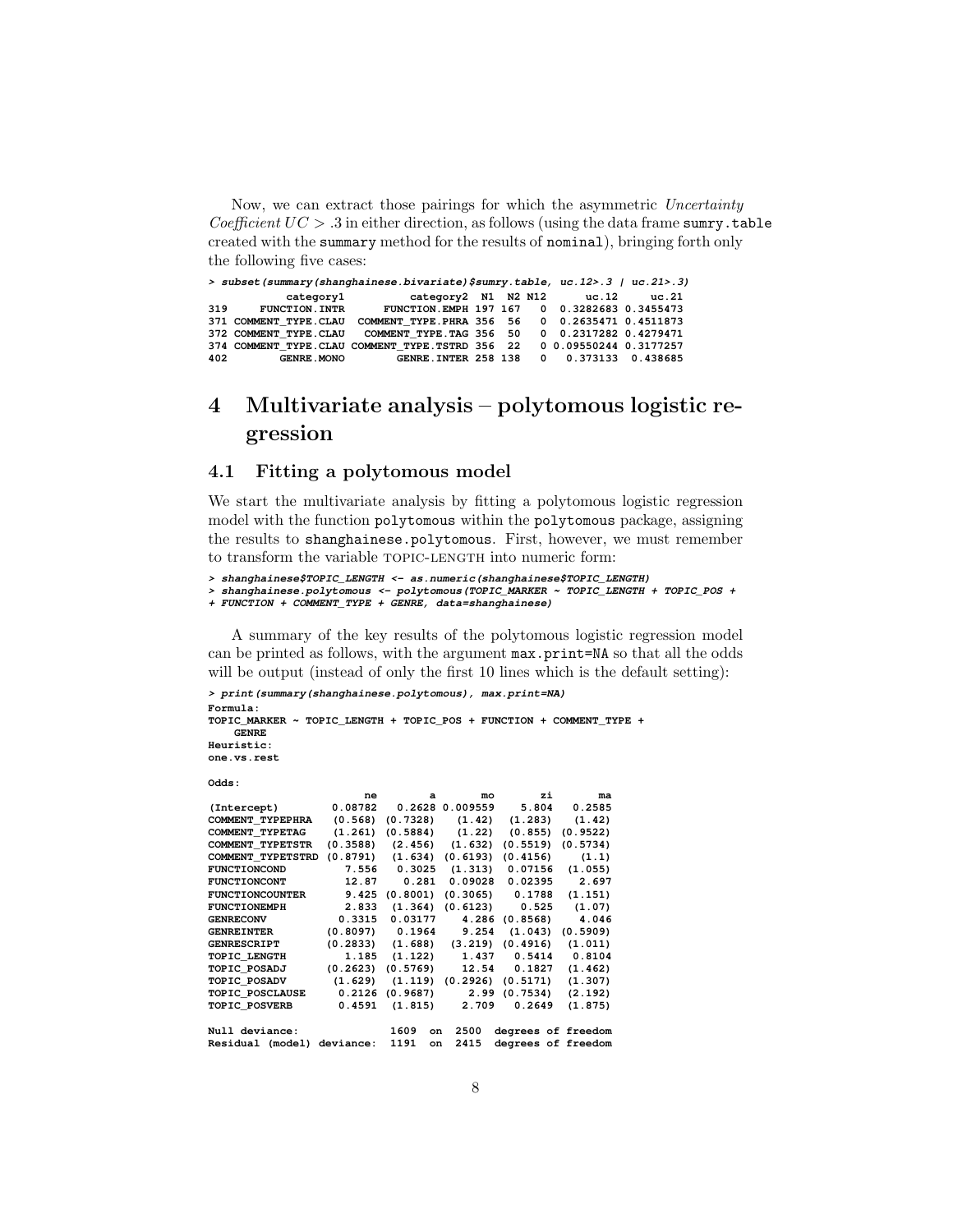Now, we can extract those pairings for which the asymmetric *Uncertainty Coefficient* $UC > .3$ in either direction, as follows (using the data frame `sumry.table` created with the `summary` method for the results of `nominal`), bringing forth only the following five cases:

```
> subset(summary(shanghainese.bivariate)$sumry.table, uc.12>.3 | uc.21>.3)
             category1           category2  N1  N2 N12       uc.12     uc.21
319     FUNCTION.INTR      FUNCTION.EMPH 197 167   0  0.3282683 0.3455473
371 COMMENT_TYPE.CLAU  COMMENT_TYPE.PHRA 356  56   0  0.2635471 0.4511873
372 COMMENT_TYPE.CLAU   COMMENT_TYPE.TAG 356  50   0  0.2317282 0.4279471
374 COMMENT_TYPE.CLAU COMMENT_TYPE.TSTRD 356  22   0 0.09550244 0.3177257
402        GENRE.MONO        GENRE.INTER 258 138   0   0.373133  0.438685
```

# 4 Multivariate analysis – polytomous logistic regression

## 4.1 Fitting a polytomous model

We start the multivariate analysis by fitting a polytomous logistic regression model with the function `polytomous` within the `polytomous` package, assigning the results to `shanghainese.polytomous`. First, however, we must remember to transform the variable TOPIC-LENGTH into numeric form:

```
> shanghainese$TOPIC_LENGTH <- as.numeric(shanghainese$TOPIC_LENGTH)
> shanghainese.polytomous <- polytomous(TOPIC_MARKER ~ TOPIC_LENGTH + TOPIC_POS +
+ FUNCTION + COMMENT_TYPE + GENRE, data=shanghainese)
```

A summary of the key results of the polytomous logistic regression model can be printed as follows, with the argument `max.print=NA` so that all the odds will be output (instead of only the first 10 lines which is the default setting):

```
> print(summary(shanghainese.polytomous), max.print=NA)
Formula:
TOPIC_MARKER ~ TOPIC_LENGTH + TOPIC_POS + FUNCTION + COMMENT_TYPE +
    GENRE
Heuristic:
one.vs.rest

Odds:
                         ne        a       mo        zi        ma
(Intercept)         0.08782   0.2628 0.009559     5.804    0.2585
COMMENT_TYPEPHRA    (0.568) (0.7328)   (1.42)   (1.283)    (1.42)
COMMENT_TYPETAG     (1.261) (0.5884)   (1.22)   (0.855)  (0.9522)
COMMENT_TYPETSTR   (0.3588)  (2.456)  (1.632)  (0.5519)  (0.5734)
COMMENT_TYPETSTRD  (0.8791)  (1.634) (0.6193)  (0.4156)     (1.1)
FUNCTIONCOND          7.556   0.3025  (1.313)   0.07156   (1.055)
FUNCTIONCONT          12.87    0.281  0.09028   0.02395     2.697
FUNCTIONCOUNTER       9.425 (0.8001) (0.3065)    0.1788   (1.151)
FUNCTIONEMPH          2.833  (1.364) (0.6123)     0.525    (1.07)
GENRECONV            0.3315  0.03177    4.286  (0.8568)     4.046
GENREINTER         (0.8097)   0.1964    9.254   (1.043)  (0.5909)
GENRESCRIPT        (0.2833)  (1.688)  (3.219)  (0.4916)   (1.011)
TOPIC_LENGTH          1.185  (1.122)    1.437    0.5414    0.8104
TOPIC_POSADJ       (0.2623) (0.5769)    12.54    0.1827   (1.462)
TOPIC_POSADV        (1.629)  (1.119) (0.2926)  (0.5171)   (1.307)
TOPIC_POSCLAUSE      0.2126 (0.9687)     2.99  (0.7534)   (2.192)
TOPIC_POSVERB        0.4591  (1.815)    2.709    0.2649   (1.875)

Null deviance:              1609  on  2500  degrees of freedom
Residual (model) deviance:  1191  on  2415  degrees of freedom
```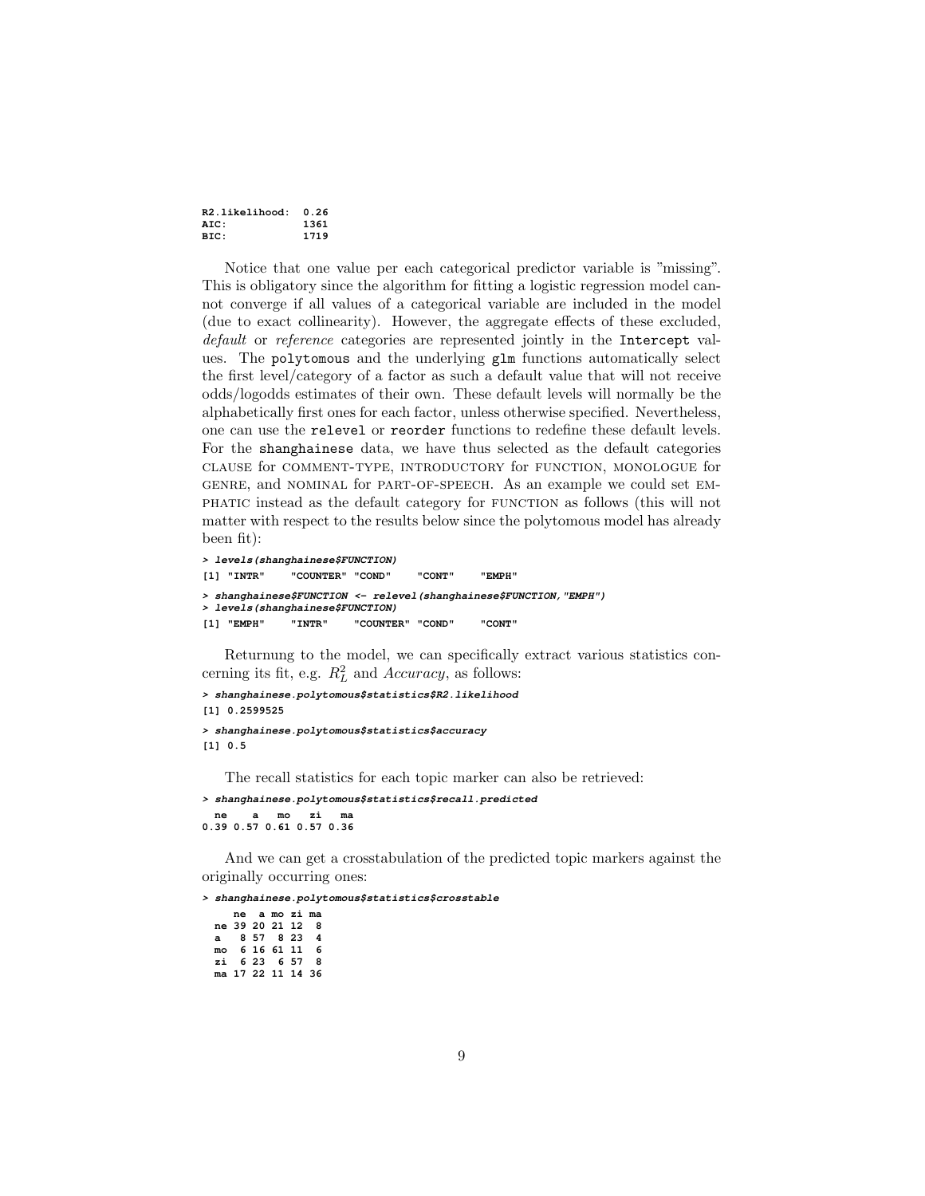```
R2.likelihood:  0.26
AIC:            1361
BIC:            1719
```

Notice that one value per each categorical predictor variable is "missing". This is obligatory since the algorithm for fitting a logistic regression model cannot converge if all values of a categorical variable are included in the model (due to exact collinearity). However, the aggregate effects of these excluded, *default* or *reference* categories are represented jointly in the `Intercept` values. The `polytomous` and the underlying `glm` functions automatically select the first level/category of a factor as such a default value that will not receive odds/logodds estimates of their own. These default levels will normally be the alphabetically first ones for each factor, unless otherwise specified. Nevertheless, one can use the `relevel` or `reorder` functions to redefine these default levels. For the `shanghainese` data, we have thus selected as the default categories CLAUSE for COMMENT-TYPE, INTRODUCTORY for FUNCTION, MONOLOGUE for GENRE, and NOMINAL for PART-OF-SPEECH. As an example we could set EMPHATIC instead as the default category for FUNCTION as follows (this will not matter with respect to the results below since the polytomous model has already been fit):

```
> levels(shanghainese$FUNCTION)
[1] "INTR"    "COUNTER" "COND"    "CONT"    "EMPH"
> shanghainese$FUNCTION <- relevel(shanghainese$FUNCTION,"EMPH")
> levels(shanghainese$FUNCTION)
[1] "EMPH"    "INTR"    "COUNTER" "COND"    "CONT"
```

Returnung to the model, we can specifically extract various statistics concerning its fit, e.g. $R^2_L$ and *Accuracy*, as follows:

```
> shanghainese.polytomous$statistics$R2.likelihood
[1] 0.2599525
> shanghainese.polytomous$statistics$accuracy
[1] 0.5
```

The recall statistics for each topic marker can also be retrieved:

```
> shanghainese.polytomous$statistics$recall.predicted
  ne    a   mo   zi   ma
0.39 0.57 0.61 0.57 0.36
```

And we can get a crosstabulation of the predicted topic markers against the originally occurring ones:

```
> shanghainese.polytomous$statistics$crosstable
     ne  a mo zi ma
  ne 39 20 21 12  8
  a   8 57  8 23  4
  mo  6 16 61 11  6
  zi  6 23  6 57  8
  ma 17 22 11 14 36
```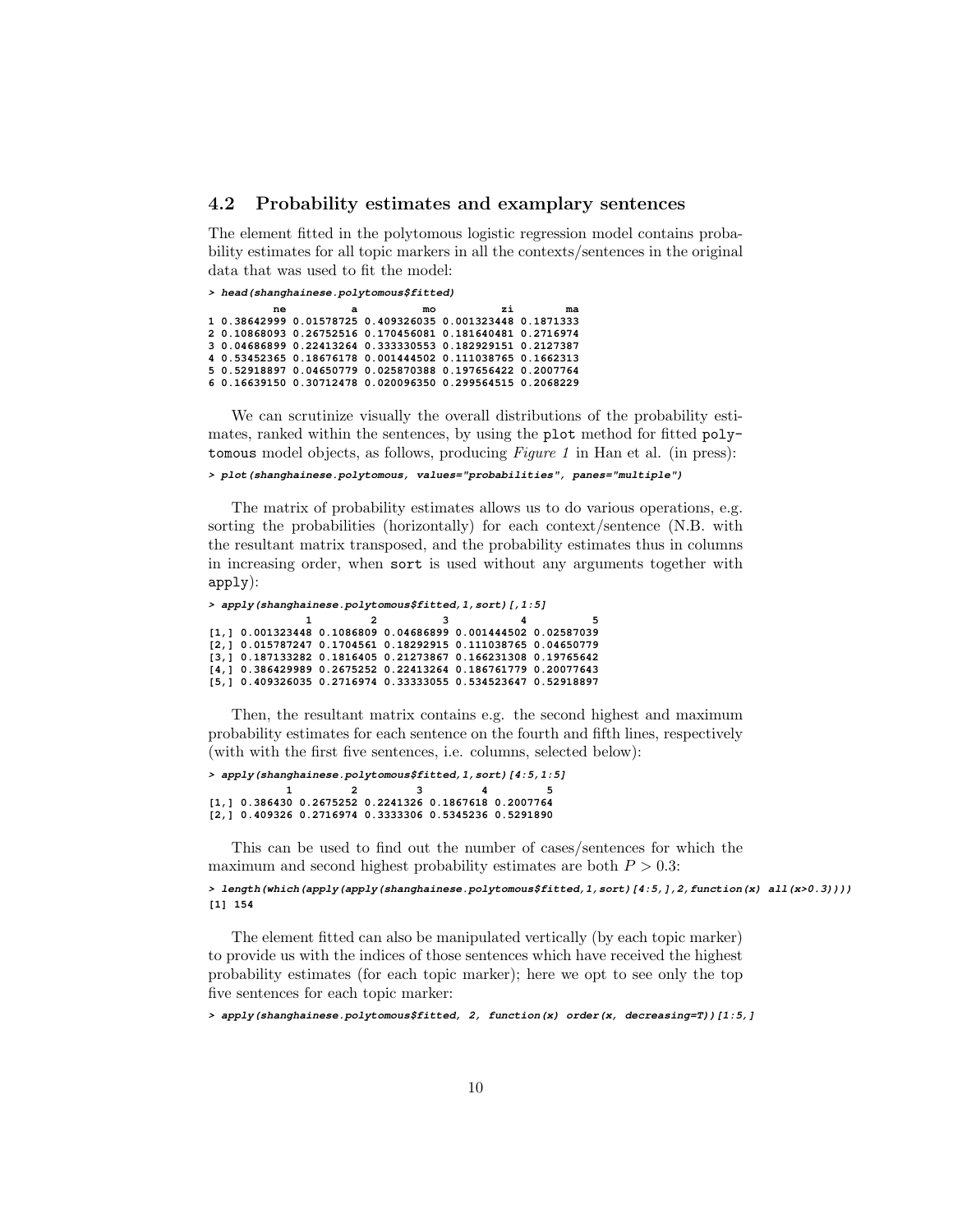## 4.2 Probability estimates and examplary sentences

The element fitted in the polytomous logistic regression model contains probability estimates for all topic markers in all the contexts/sentences in the original data that was used to fit the model:

```
> head(shanghainese.polytomous$fitted)
          ne          a          mo          zi        ma
1 0.38642999 0.01578725 0.409326035 0.001323448 0.1871333
2 0.10868093 0.26752516 0.170456081 0.181640481 0.2716974
3 0.04686899 0.22413264 0.333330553 0.182929151 0.2127387
4 0.53452365 0.18676178 0.001444502 0.111038765 0.1662313
5 0.52918897 0.04650779 0.025870388 0.197656422 0.2007764
6 0.16639150 0.30712478 0.020096350 0.299564515 0.2068229
```

We can scrutinize visually the overall distributions of the probability estimates, ranked within the sentences, by using the `plot` method for fitted `polytomous` model objects, as follows, producing *Figure 1* in Han et al. (in press):

```
> plot(shanghainese.polytomous, values="probabilities", panes="multiple")
```

The matrix of probability estimates allows us to do various operations, e.g. sorting the probabilities (horizontally) for each context/sentence (N.B. with the resultant matrix transposed, and the probability estimates thus in columns in increasing order, when `sort` is used without any arguments together with `apply`):

```
> apply(shanghainese.polytomous$fitted,1,sort)[,1:5]
               1         2          3           4          5
[1,] 0.001323448 0.1086809 0.04686899 0.001444502 0.02587039
[2,] 0.015787247 0.1704561 0.18292915 0.111038765 0.04650779
[3,] 0.187133282 0.1816405 0.21273867 0.166231308 0.19765642
[4,] 0.386429989 0.2675252 0.22413264 0.186761779 0.20077643
[5,] 0.409326035 0.2716974 0.33333055 0.534523647 0.52918897
```

Then, the resultant matrix contains e.g. the second highest and maximum probability estimates for each sentence on the fourth and fifth lines, respectively (with with the first five sentences, i.e. columns, selected below):

```
> apply(shanghainese.polytomous$fitted,1,sort)[4:5,1:5]
            1         2         3         4         5
[1,] 0.386430 0.2675252 0.2241326 0.1867618 0.2007764
[2,] 0.409326 0.2716974 0.3333306 0.5345236 0.5291890
```

This can be used to find out the number of cases/sentences for which the maximum and second highest probability estimates are both $P > 0.3$:

```
> length(which(apply(apply(shanghainese.polytomous$fitted,1,sort)[4:5,],2,function(x) all(x>0.3))))
[1] 154
```

The element fitted can also be manipulated vertically (by each topic marker) to provide us with the indices of those sentences which have received the highest probability estimates (for each topic marker); here we opt to see only the top five sentences for each topic marker:

```
> apply(shanghainese.polytomous$fitted, 2, function(x) order(x, decreasing=T))[1:5,]
```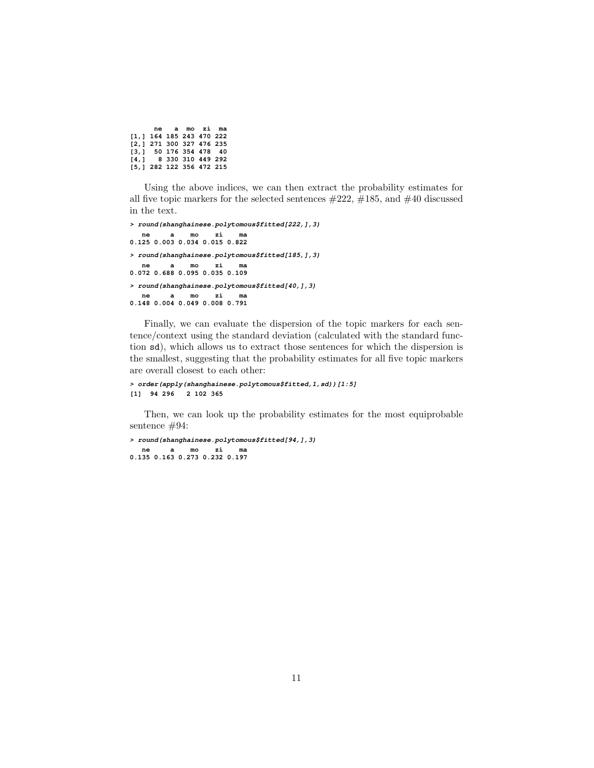```
     ne   a  mo  zi  ma
[1,] 164 185 243 470 222
[2,] 271 300 327 476 235
[3,]  50 176 354 478  40
[4,]   8 330 310 449 292
[5,] 282 122 356 472 215
```

Using the above indices, we can then extract the probability estimates for all five topic markers for the selected sentences #222, #185, and #40 discussed in the text.

```
> round(shanghainese.polytomous$fitted[222,],3)
   ne     a    mo    zi    ma
0.125 0.003 0.034 0.015 0.822
> round(shanghainese.polytomous$fitted[185,],3)
   ne     a    mo    zi    ma
0.072 0.688 0.095 0.035 0.109
> round(shanghainese.polytomous$fitted[40,],3)
   ne     a    mo    zi    ma
0.148 0.004 0.049 0.008 0.791
```

Finally, we can evaluate the dispersion of the topic markers for each sentence/context using the standard deviation (calculated with the standard function sd), which allows us to extract those sentences for which the dispersion is the smallest, suggesting that the probability estimates for all five topic markers are overall closest to each other:

```
> order(apply(shanghainese.polytomous$fitted,1,sd))[1:5]
[1]  94 296   2 102 365
```

Then, we can look up the probability estimates for the most equiprobable sentence #94:

```
> round(shanghainese.polytomous$fitted[94,],3)
   ne     a    mo    zi    ma
0.135 0.163 0.273 0.232 0.197
```